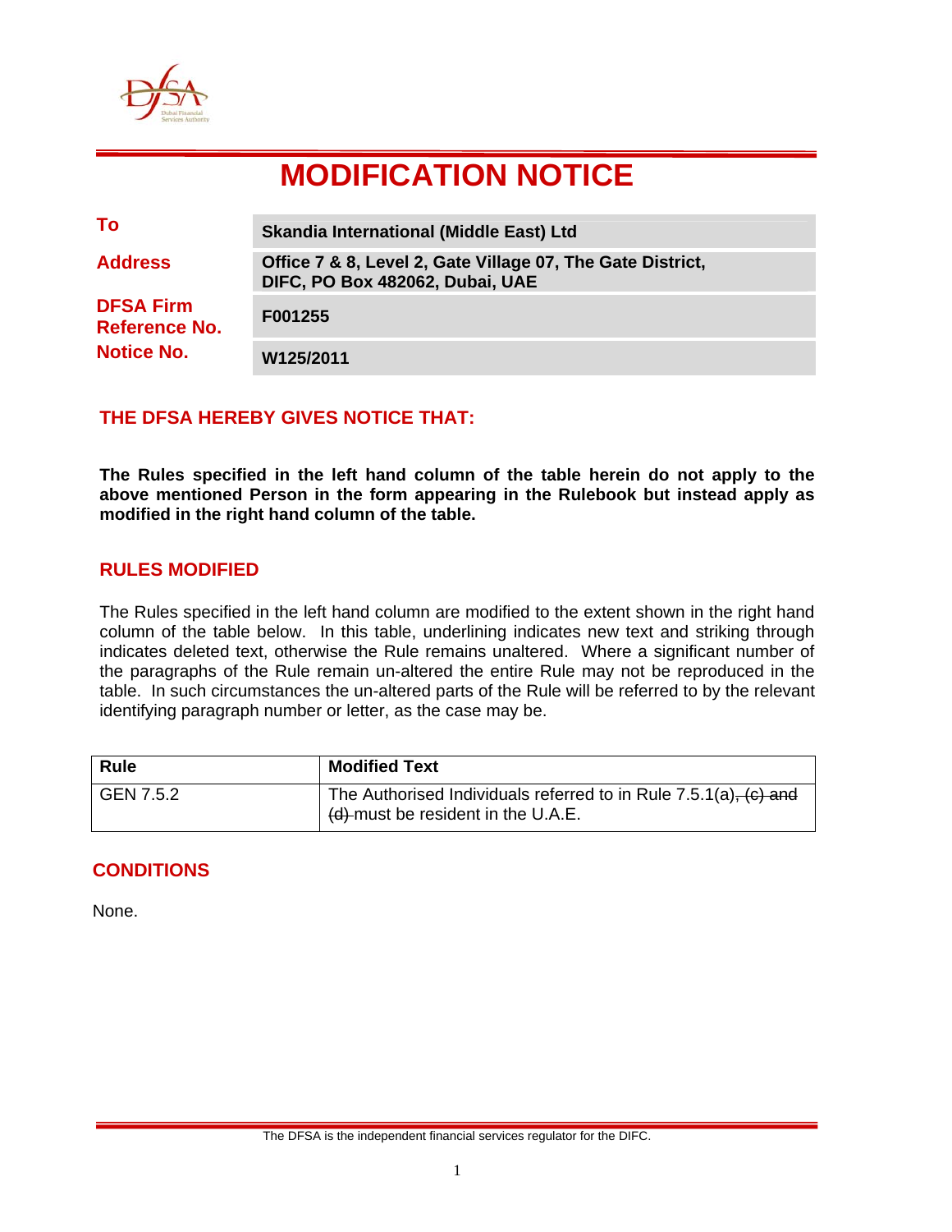# MODIFICATION NOTICE

| | |
|---|---|
| **To** | **Skandia International (Middle East) Ltd** |
| **Address** | **Office 7 & 8, Level 2, Gate Village 07, The Gate District, DIFC, PO Box 482062, Dubai, UAE** |
| **DFSA Firm Reference No.** | **F001255** |
| **Notice No.** | **W125/2011** |

## THE DFSA HEREBY GIVES NOTICE THAT:

**The Rules specified in the left hand column of the table herein do not apply to the above mentioned Person in the form appearing in the Rulebook but instead apply as modified in the right hand column of the table.**

## RULES MODIFIED

The Rules specified in the left hand column are modified to the extent shown in the right hand column of the table below. In this table, underlining indicates new text and striking through indicates deleted text, otherwise the Rule remains unaltered. Where a significant number of the paragraphs of the Rule remain un-altered the entire Rule may not be reproduced in the table. In such circumstances the un-altered parts of the Rule will be referred to by the relevant identifying paragraph number or letter, as the case may be.

| Rule | Modified Text |
|---|---|
| GEN 7.5.2 | The Authorised Individuals referred to in Rule 7.5.1(a)~~, (c) and (d)~~ must be resident in the U.A.E. |

## CONDITIONS

None.

The DFSA is the independent financial services regulator for the DIFC.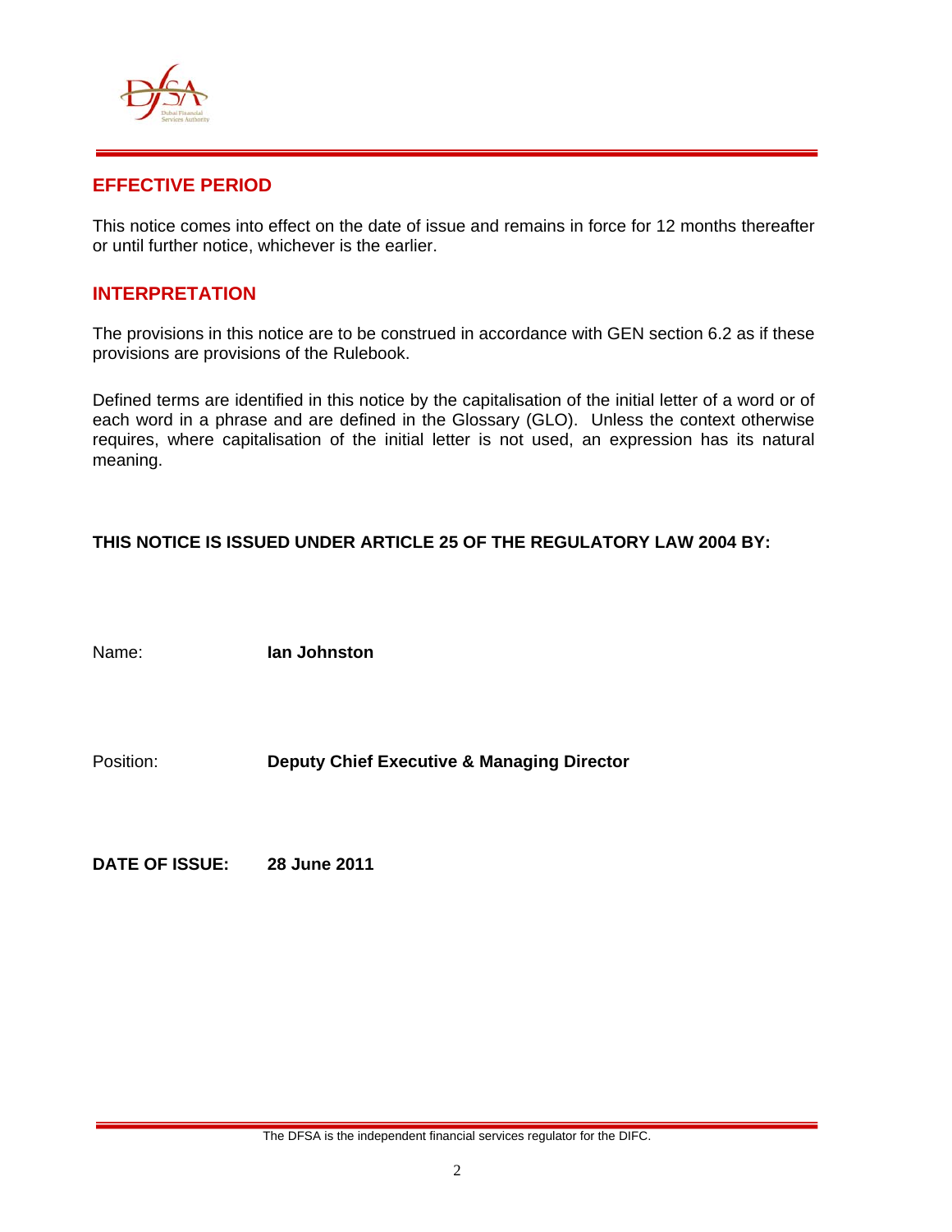## EFFECTIVE PERIOD

This notice comes into effect on the date of issue and remains in force for 12 months thereafter or until further notice, whichever is the earlier.

## INTERPRETATION

The provisions in this notice are to be construed in accordance with GEN section 6.2 as if these provisions are provisions of the Rulebook.

Defined terms are identified in this notice by the capitalisation of the initial letter of a word or of each word in a phrase and are defined in the Glossary (GLO). Unless the context otherwise requires, where capitalisation of the initial letter is not used, an expression has its natural meaning.

**THIS NOTICE IS ISSUED UNDER ARTICLE 25 OF THE REGULATORY LAW 2004 BY:**

Name: **Ian Johnston**

Position: **Deputy Chief Executive & Managing Director**

**DATE OF ISSUE: 28 June 2011**

The DFSA is the independent financial services regulator for the DIFC.